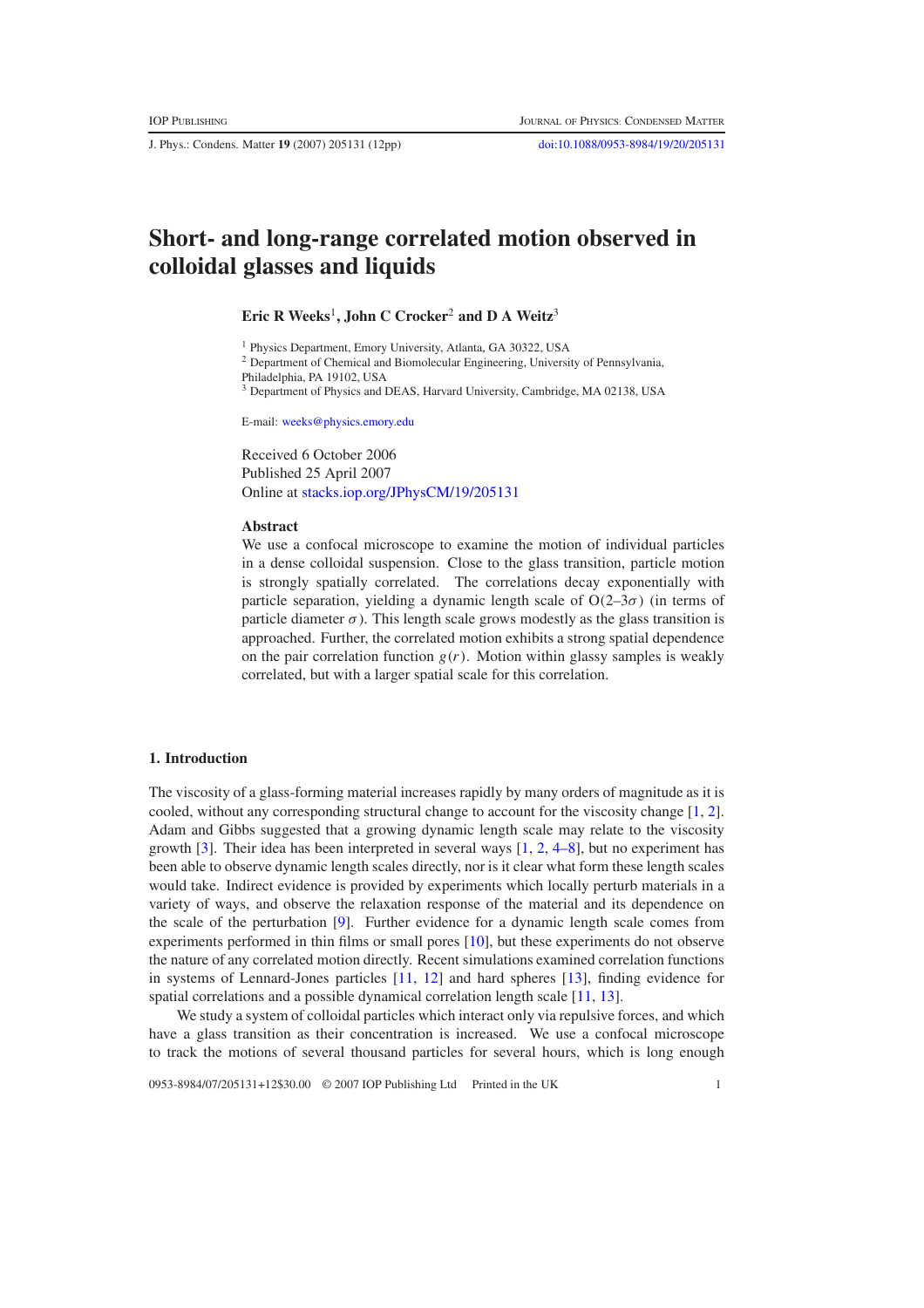# Short- and long-range correlated motion observed in colloidal glasses and liquids

**Eric R Weeks**[1], **John C Crocker**[2] **and D A Weitz**[3]

[1] Physics Department, Emory University, Atlanta, GA 30322, USA
[2] Department of Chemical and Biomolecular Engineering, University of Pennsylvania, Philadelphia, PA 19102, USA
[3] Department of Physics and DEAS, Harvard University, Cambridge, MA 02138, USA

E-mail: weeks@physics.emory.edu

Received 6 October 2006
Published 25 April 2007
Online at stacks.iop.org/JPhysCM/19/205131

## Abstract

We use a confocal microscope to examine the motion of individual particles in a dense colloidal suspension. Close to the glass transition, particle motion is strongly spatially correlated. The correlations decay exponentially with particle separation, yielding a dynamic length scale of O(2–3$\sigma$) (in terms of particle diameter $\sigma$). This length scale grows modestly as the glass transition is approached. Further, the correlated motion exhibits a strong spatial dependence on the pair correlation function $g(r)$. Motion within glassy samples is weakly correlated, but with a larger spatial scale for this correlation.

## 1. Introduction

The viscosity of a glass-forming material increases rapidly by many orders of magnitude as it is cooled, without any corresponding structural change to account for the viscosity change [1, 2]. Adam and Gibbs suggested that a growing dynamic length scale may relate to the viscosity growth [3]. Their idea has been interpreted in several ways [1, 2, 4–8], but no experiment has been able to observe dynamic length scales directly, nor is it clear what form these length scales would take. Indirect evidence is provided by experiments which locally perturb materials in a variety of ways, and observe the relaxation response of the material and its dependence on the scale of the perturbation [9]. Further evidence for a dynamic length scale comes from experiments performed in thin films or small pores [10], but these experiments do not observe the nature of any correlated motion directly. Recent simulations examined correlation functions in systems of Lennard-Jones particles [11, 12] and hard spheres [13], finding evidence for spatial correlations and a possible dynamical correlation length scale [11, 13].

We study a system of colloidal particles which interact only via repulsive forces, and which have a glass transition as their concentration is increased. We use a confocal microscope to track the motions of several thousand particles for several hours, which is long enough

0953-8984/07/205131+12$30.00 © 2007 IOP Publishing Ltd Printed in the UK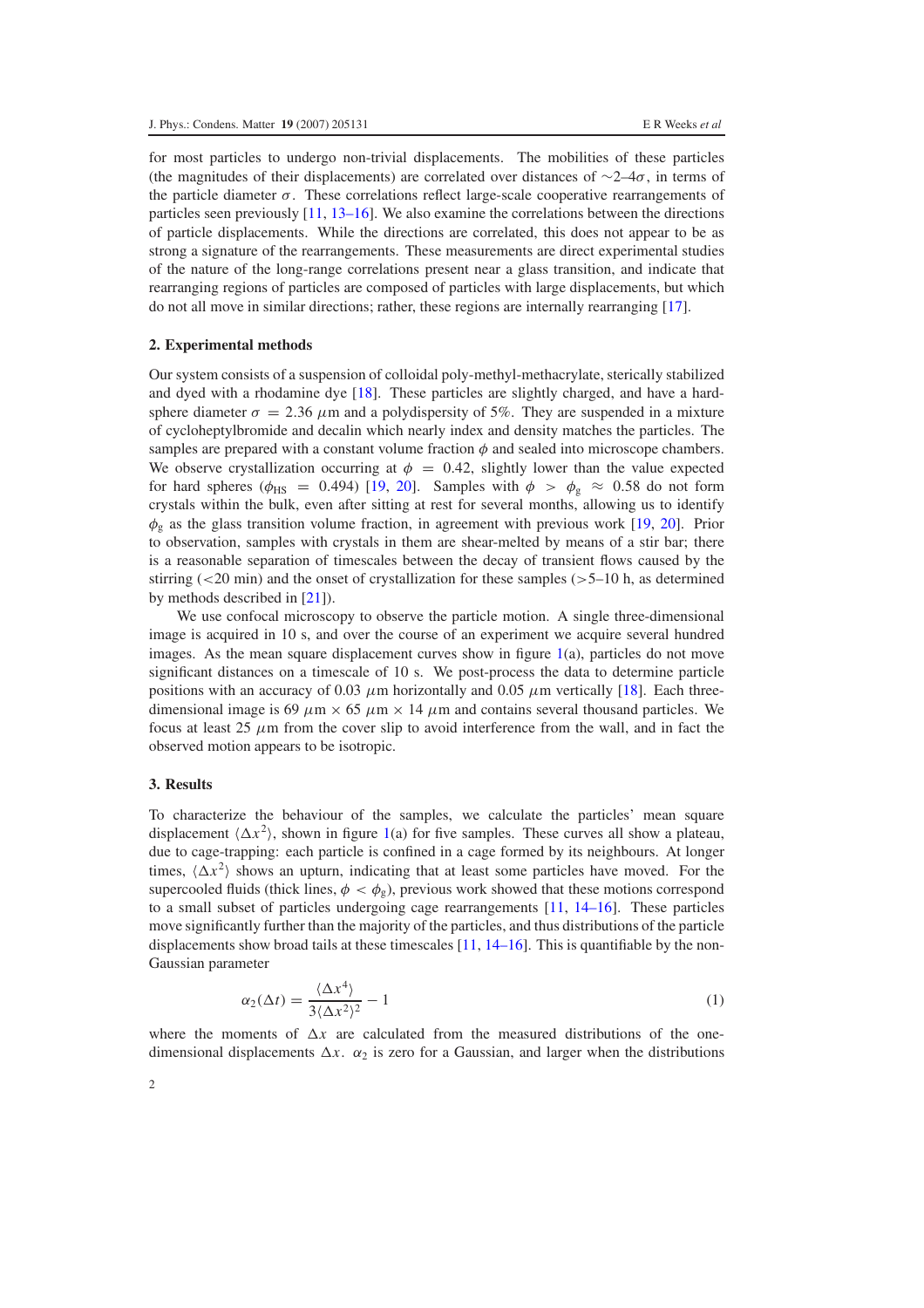for most particles to undergo non-trivial displacements. The mobilities of these particles (the magnitudes of their displacements) are correlated over distances of $\sim$2–4$\sigma$, in terms of the particle diameter $\sigma$. These correlations reflect large-scale cooperative rearrangements of particles seen previously [11, 13–16]. We also examine the correlations between the directions of particle displacements. While the directions are correlated, this does not appear to be as strong a signature of the rearrangements. These measurements are direct experimental studies of the nature of the long-range correlations present near a glass transition, and indicate that rearranging regions of particles are composed of particles with large displacements, but which do not all move in similar directions; rather, these regions are internally rearranging [17].

## 2. Experimental methods

Our system consists of a suspension of colloidal poly-methyl-methacrylate, sterically stabilized and dyed with a rhodamine dye [18]. These particles are slightly charged, and have a hard-sphere diameter $\sigma = 2.36$ $\mu$m and a polydispersity of 5%. They are suspended in a mixture of cycloheptylbromide and decalin which nearly index and density matches the particles. The samples are prepared with a constant volume fraction $\phi$ and sealed into microscope chambers. We observe crystallization occurring at $\phi = 0.42$, slightly lower than the value expected for hard spheres ($\phi_{\mathrm{HS}} = 0.494$) [19, 20]. Samples with $\phi > \phi_{\mathrm{g}} \approx 0.58$ do not form crystals within the bulk, even after sitting at rest for several months, allowing us to identify $\phi_{\mathrm{g}}$ as the glass transition volume fraction, in agreement with previous work [19, 20]. Prior to observation, samples with crystals in them are shear-melted by means of a stir bar; there is a reasonable separation of timescales between the decay of transient flows caused by the stirring (<20 min) and the onset of crystallization for these samples (>5–10 h, as determined by methods described in [21]).

We use confocal microscopy to observe the particle motion. A single three-dimensional image is acquired in 10 s, and over the course of an experiment we acquire several hundred images. As the mean square displacement curves show in figure 1(a), particles do not move significant distances on a timescale of 10 s. We post-process the data to determine particle positions with an accuracy of 0.03 $\mu$m horizontally and 0.05 $\mu$m vertically [18]. Each three-dimensional image is 69 $\mu$m $\times$ 65 $\mu$m $\times$ 14 $\mu$m and contains several thousand particles. We focus at least 25 $\mu$m from the cover slip to avoid interference from the wall, and in fact the observed motion appears to be isotropic.

## 3. Results

To characterize the behaviour of the samples, we calculate the particles' mean square displacement $\langle \Delta x^2 \rangle$, shown in figure 1(a) for five samples. These curves all show a plateau, due to cage-trapping: each particle is confined in a cage formed by its neighbours. At longer times, $\langle \Delta x^2 \rangle$ shows an upturn, indicating that at least some particles have moved. For the supercooled fluids (thick lines, $\phi < \phi_{\mathrm{g}}$), previous work showed that these motions correspond to a small subset of particles undergoing cage rearrangements [11, 14–16]. These particles move significantly further than the majority of the particles, and thus distributions of the particle displacements show broad tails at these timescales [11, 14–16]. This is quantifiable by the non-Gaussian parameter

$$\alpha_2(\Delta t) = \frac{\langle \Delta x^4 \rangle}{3\langle \Delta x^2 \rangle^2} - 1 \tag{1}$$

where the moments of $\Delta x$ are calculated from the measured distributions of the one-dimensional displacements $\Delta x$. $\alpha_2$ is zero for a Gaussian, and larger when the distributions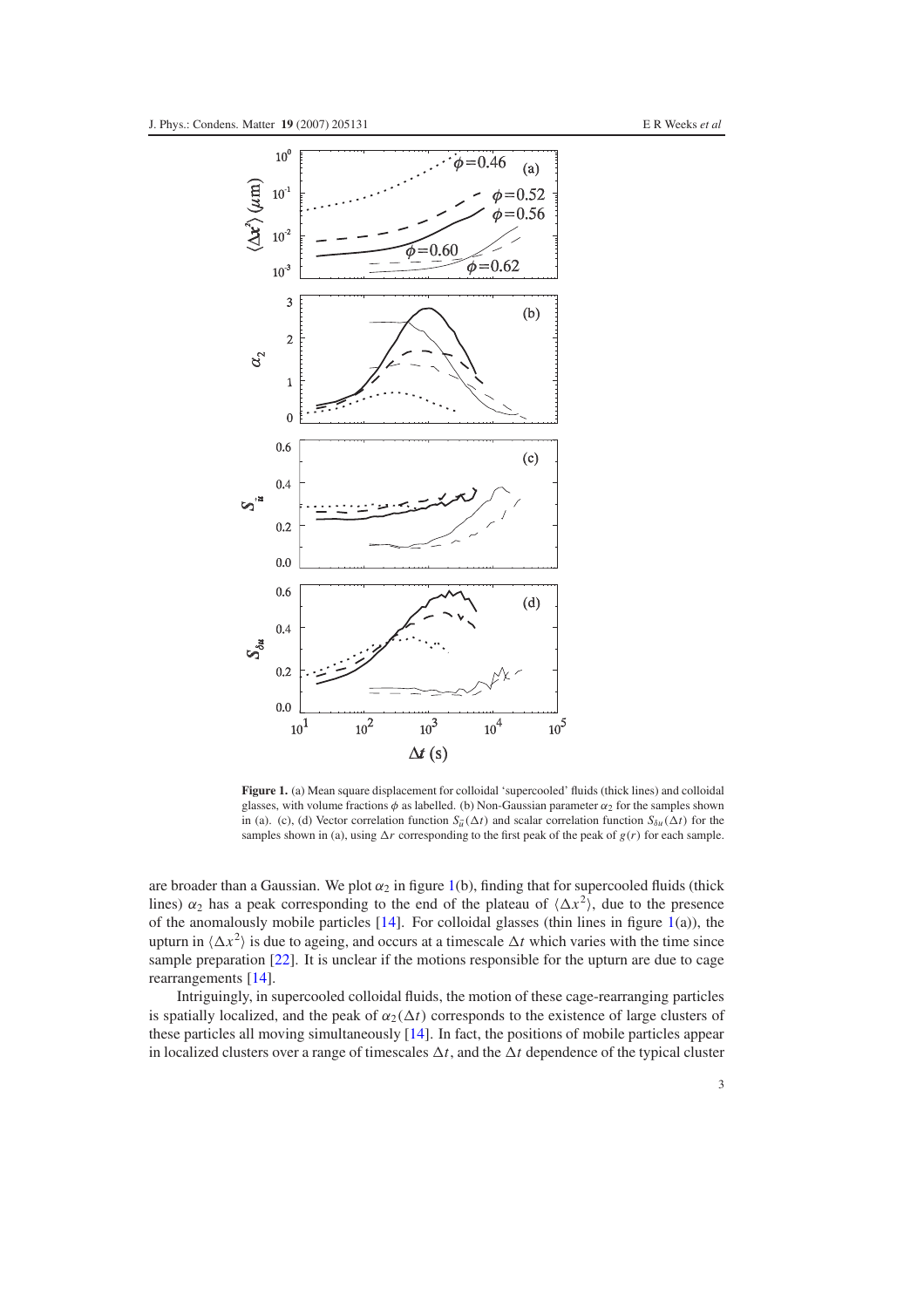**Figure 1.** (a) Mean square displacement for colloidal 'supercooled' fluids (thick lines) and colloidal glasses, with volume fractions $\phi$ as labelled. (b) Non-Gaussian parameter $\alpha_2$ for the samples shown in (a). (c), (d) Vector correlation function $S_{\vec{u}}(\Delta t)$ and scalar correlation function $S_{\delta u}(\Delta t)$ for the samples shown in (a), using $\Delta r$ corresponding to the first peak of the peak of $g(r)$ for each sample.

are broader than a Gaussian. We plot $\alpha_2$ in figure 1(b), finding that for supercooled fluids (thick lines) $\alpha_2$ has a peak corresponding to the end of the plateau of $\langle \Delta x^2 \rangle$, due to the presence of the anomalously mobile particles [14]. For colloidal glasses (thin lines in figure 1(a)), the upturn in $\langle \Delta x^2 \rangle$ is due to ageing, and occurs at a timescale $\Delta t$ which varies with the time since sample preparation [22]. It is unclear if the motions responsible for the upturn are due to cage rearrangements [14].

Intriguingly, in supercooled colloidal fluids, the motion of these cage-rearranging particles is spatially localized, and the peak of $\alpha_2(\Delta t)$ corresponds to the existence of large clusters of these particles all moving simultaneously [14]. In fact, the positions of mobile particles appear in localized clusters over a range of timescales $\Delta t$, and the $\Delta t$ dependence of the typical cluster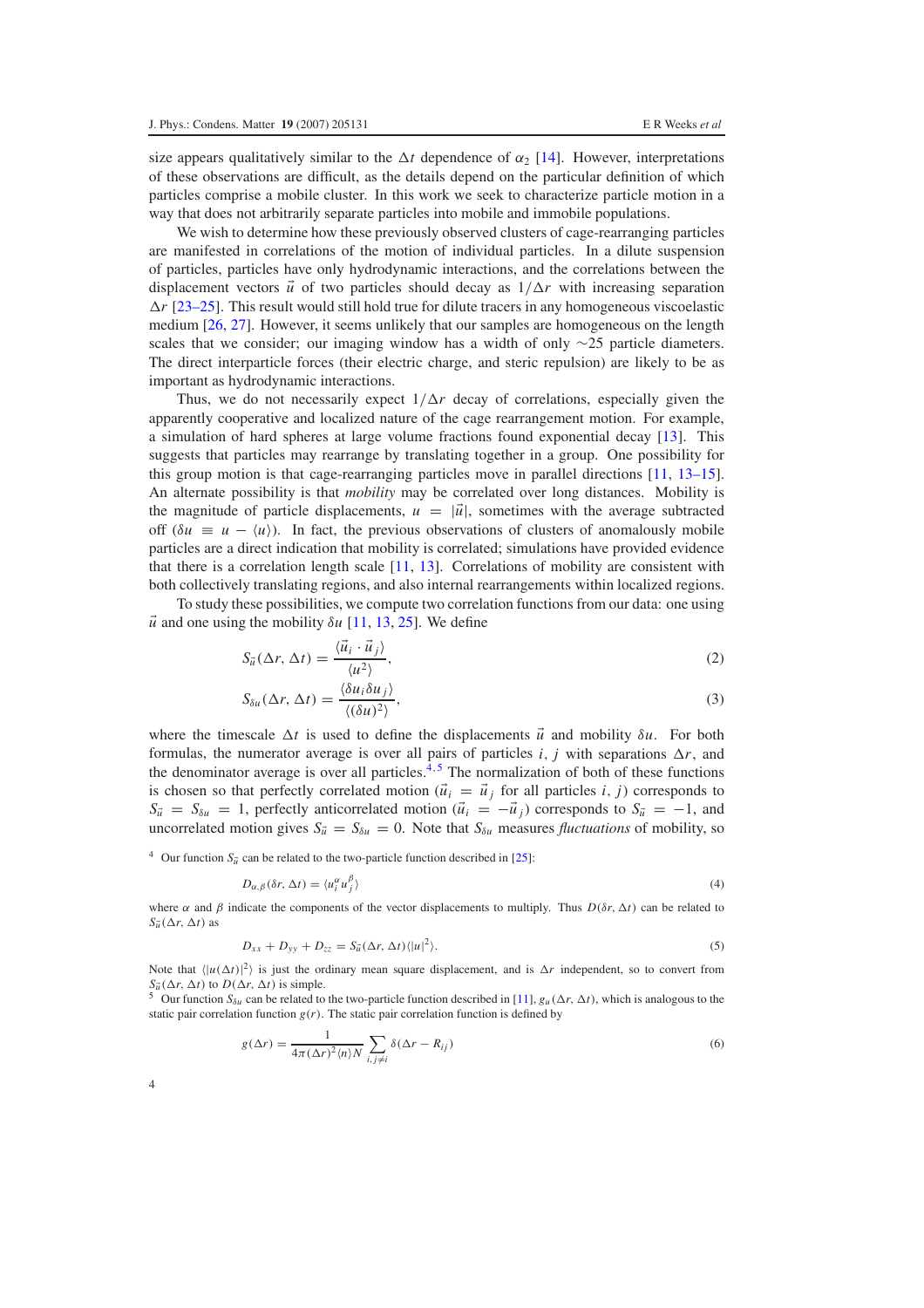size appears qualitatively similar to the $\Delta t$ dependence of $\alpha_2$ [14]. However, interpretations of these observations are difficult, as the details depend on the particular definition of which particles comprise a mobile cluster. In this work we seek to characterize particle motion in a way that does not arbitrarily separate particles into mobile and immobile populations.

We wish to determine how these previously observed clusters of cage-rearranging particles are manifested in correlations of the motion of individual particles. In a dilute suspension of particles, particles have only hydrodynamic interactions, and the correlations between the displacement vectors $\vec{u}$ of two particles should decay as $1/\Delta r$ with increasing separation $\Delta r$ [23–25]. This result would still hold true for dilute tracers in any homogeneous viscoelastic medium [26, 27]. However, it seems unlikely that our samples are homogeneous on the length scales that we consider; our imaging window has a width of only $\sim$25 particle diameters. The direct interparticle forces (their electric charge, and steric repulsion) are likely to be as important as hydrodynamic interactions.

Thus, we do not necessarily expect $1/\Delta r$ decay of correlations, especially given the apparently cooperative and localized nature of the cage rearrangement motion. For example, a simulation of hard spheres at large volume fractions found exponential decay [13]. This suggests that particles may rearrange by translating together in a group. One possibility for this group motion is that cage-rearranging particles move in parallel directions [11, 13–15]. An alternate possibility is that *mobility* may be correlated over long distances. Mobility is the magnitude of particle displacements, $u = |\vec{u}|$, sometimes with the average subtracted off ($\delta u \equiv u - \langle u \rangle$). In fact, the previous observations of clusters of anomalously mobile particles are a direct indication that mobility is correlated; simulations have provided evidence that there is a correlation length scale [11, 13]. Correlations of mobility are consistent with both collectively translating regions, and also internal rearrangements within localized regions.

To study these possibilities, we compute two correlation functions from our data: one using $\vec{u}$ and one using the mobility $\delta u$ [11, 13, 25]. We define

$$S_{\vec{u}}(\Delta r, \Delta t) = \frac{\langle \vec{u}_i \cdot \vec{u}_j \rangle}{\langle u^2 \rangle}, \tag{2}$$

$$S_{\delta u}(\Delta r, \Delta t) = \frac{\langle \delta u_i \delta u_j \rangle}{\langle (\delta u)^2 \rangle}, \tag{3}$$

where the timescale $\Delta t$ is used to define the displacements $\vec{u}$ and mobility $\delta u$. For both formulas, the numerator average is over all pairs of particles $i, j$ with separations $\Delta r$, and the denominator average is over all particles.[4,5] The normalization of both of these functions is chosen so that perfectly correlated motion ($\vec{u}_i = \vec{u}_j$ for all particles $i, j$) corresponds to $S_{\vec{u}} = S_{\delta u} = 1$, perfectly anticorrelated motion ($\vec{u}_i = -\vec{u}_j$) corresponds to $S_{\vec{u}} = -1$, and uncorrelated motion gives $S_{\vec{u}} = S_{\delta u} = 0$. Note that $S_{\delta u}$ measures *fluctuations* of mobility, so

---

[4] Our function $S_{\vec{u}}$ can be related to the two-particle function described in [25]:

$$D_{\alpha,\beta}(\delta r, \Delta t) = \langle u_i^{\alpha} u_j^{\beta} \rangle \tag{4}$$

where $\alpha$ and $\beta$ indicate the components of the vector displacements to multiply. Thus $D(\delta r, \Delta t)$ can be related to $S_{\vec{u}}(\Delta r, \Delta t)$ as

$$D_{xx} + D_{yy} + D_{zz} = S_{\vec{u}}(\Delta r, \Delta t)\langle |u|^2 \rangle. \tag{5}$$

Note that $\langle |u(\Delta t)|^2 \rangle$ is just the ordinary mean square displacement, and is $\Delta r$ independent, so to convert from $S_{\vec{u}}(\Delta r, \Delta t)$ to $D(\Delta r, \Delta t)$ is simple.

[5] Our function $S_{\delta u}$ can be related to the two-particle function described in [11], $g_u(\Delta r, \Delta t)$, which is analogous to the static pair correlation function $g(r)$. The static pair correlation function is defined by

$$g(\Delta r) = \frac{1}{4\pi(\Delta r)^2 \langle n \rangle N} \sum_{i, j \neq i} \delta(\Delta r - R_{ij}) \tag{6}$$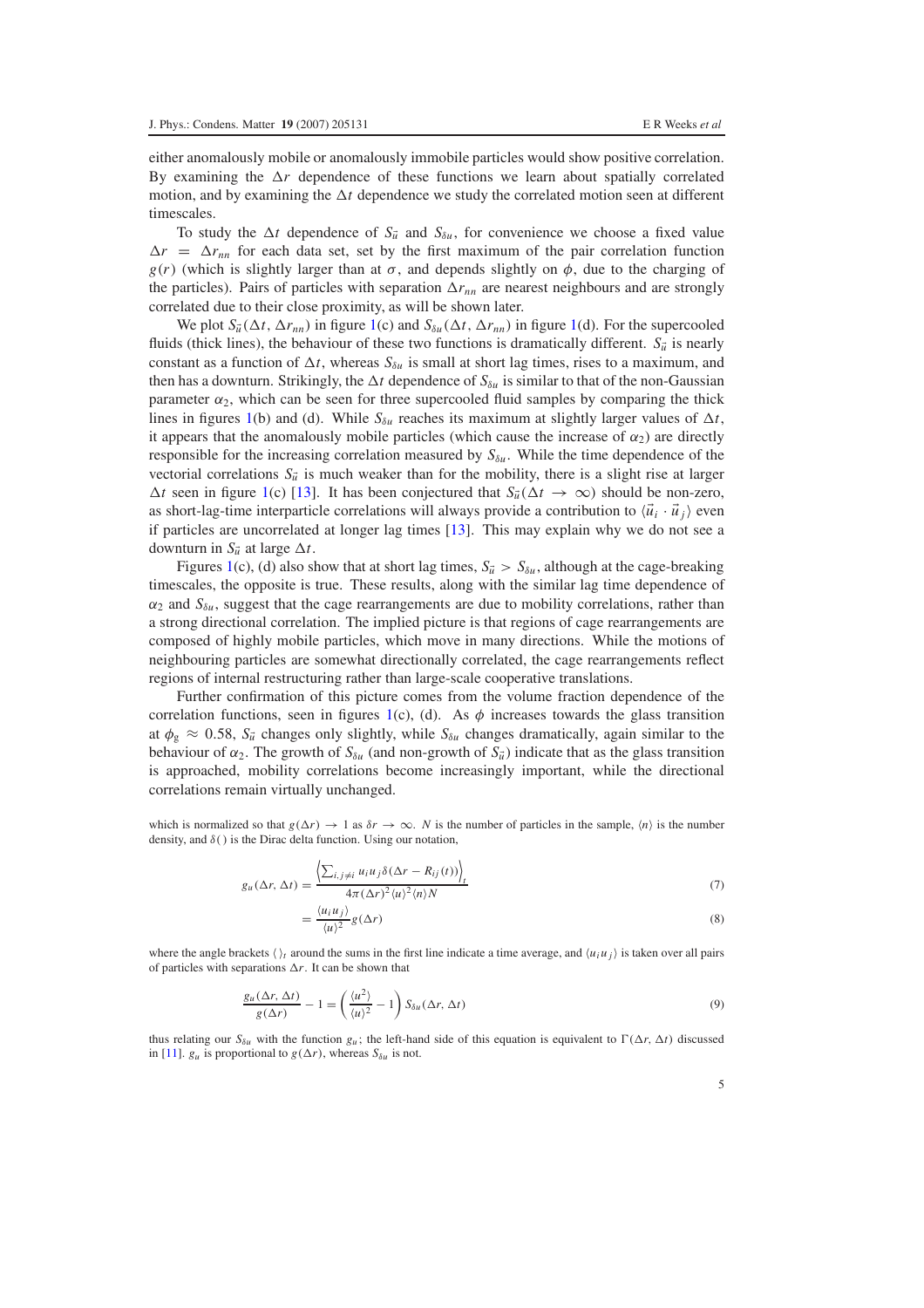either anomalously mobile or anomalously immobile particles would show positive correlation. By examining the $\Delta r$ dependence of these functions we learn about spatially correlated motion, and by examining the $\Delta t$ dependence we study the correlated motion seen at different timescales.

To study the $\Delta t$ dependence of $S_{\vec{u}}$ and $S_{\delta u}$, for convenience we choose a fixed value $\Delta r = \Delta r_{nn}$ for each data set, set by the first maximum of the pair correlation function $g(r)$ (which is slightly larger than at $\sigma$, and depends slightly on $\phi$, due to the charging of the particles). Pairs of particles with separation $\Delta r_{nn}$ are nearest neighbours and are strongly correlated due to their close proximity, as will be shown later.

We plot $S_{\vec{u}}(\Delta t, \Delta r_{nn})$ in figure 1(c) and $S_{\delta u}(\Delta t, \Delta r_{nn})$ in figure 1(d). For the supercooled fluids (thick lines), the behaviour of these two functions is dramatically different. $S_{\vec{u}}$ is nearly constant as a function of $\Delta t$, whereas $S_{\delta u}$ is small at short lag times, rises to a maximum, and then has a downturn. Strikingly, the $\Delta t$ dependence of $S_{\delta u}$ is similar to that of the non-Gaussian parameter $\alpha_2$, which can be seen for three supercooled fluid samples by comparing the thick lines in figures 1(b) and (d). While $S_{\delta u}$ reaches its maximum at slightly larger values of $\Delta t$, it appears that the anomalously mobile particles (which cause the increase of $\alpha_2$) are directly responsible for the increasing correlation measured by $S_{\delta u}$. While the time dependence of the vectorial correlations $S_{\vec{u}}$ is much weaker than for the mobility, there is a slight rise at larger $\Delta t$ seen in figure 1(c) [13]. It has been conjectured that $S_{\vec{u}}(\Delta t \to \infty)$ should be non-zero, as short-lag-time interparticle correlations will always provide a contribution to $\langle \vec{u}_i \cdot \vec{u}_j \rangle$ even if particles are uncorrelated at longer lag times [13]. This may explain why we do not see a downturn in $S_{\vec{u}}$ at large $\Delta t$.

Figures 1(c), (d) also show that at short lag times, $S_{\vec{u}} > S_{\delta u}$, although at the cage-breaking timescales, the opposite is true. These results, along with the similar lag time dependence of $\alpha_2$ and $S_{\delta u}$, suggest that the cage rearrangements are due to mobility correlations, rather than a strong directional correlation. The implied picture is that regions of cage rearrangements are composed of highly mobile particles, which move in many directions. While the motions of neighbouring particles are somewhat directionally correlated, the cage rearrangements reflect regions of internal restructuring rather than large-scale cooperative translations.

Further confirmation of this picture comes from the volume fraction dependence of the correlation functions, seen in figures 1(c), (d). As $\phi$ increases towards the glass transition at $\phi_g \approx 0.58$, $S_{\vec{u}}$ changes only slightly, while $S_{\delta u}$ changes dramatically, again similar to the behaviour of $\alpha_2$. The growth of $S_{\delta u}$ (and non-growth of $S_{\vec{u}}$) indicate that as the glass transition is approached, mobility correlations become increasingly important, while the directional correlations remain virtually unchanged.

which is normalized so that $g(\Delta r) \to 1$ as $\delta r \to \infty$. $N$ is the number of particles in the sample, $\langle n \rangle$ is the number density, and $\delta(\,)$ is the Dirac delta function. Using our notation,

$$g_u(\Delta r, \Delta t) = \frac{\left\langle \sum_{i,j \neq i} u_i u_j \delta(\Delta r - R_{ij}(t)) \right\rangle_t}{4\pi (\Delta r)^2 \langle u \rangle^2 \langle n \rangle N} \tag{7}$$

$$= \frac{\langle u_i u_j \rangle}{\langle u \rangle^2} g(\Delta r) \tag{8}$$

where the angle brackets $\langle\,\rangle_t$ around the sums in the first line indicate a time average, and $\langle u_i u_j \rangle$ is taken over all pairs of particles with separations $\Delta r$. It can be shown that

$$\frac{g_u(\Delta r, \Delta t)}{g(\Delta r)} - 1 = \left( \frac{\langle u^2 \rangle}{\langle u \rangle^2} - 1 \right) S_{\delta u}(\Delta r, \Delta t) \tag{9}$$

thus relating our $S_{\delta u}$ with the function $g_u$; the left-hand side of this equation is equivalent to $\Gamma(\Delta r, \Delta t)$ discussed in [11]. $g_u$ is proportional to $g(\Delta r)$, whereas $S_{\delta u}$ is not.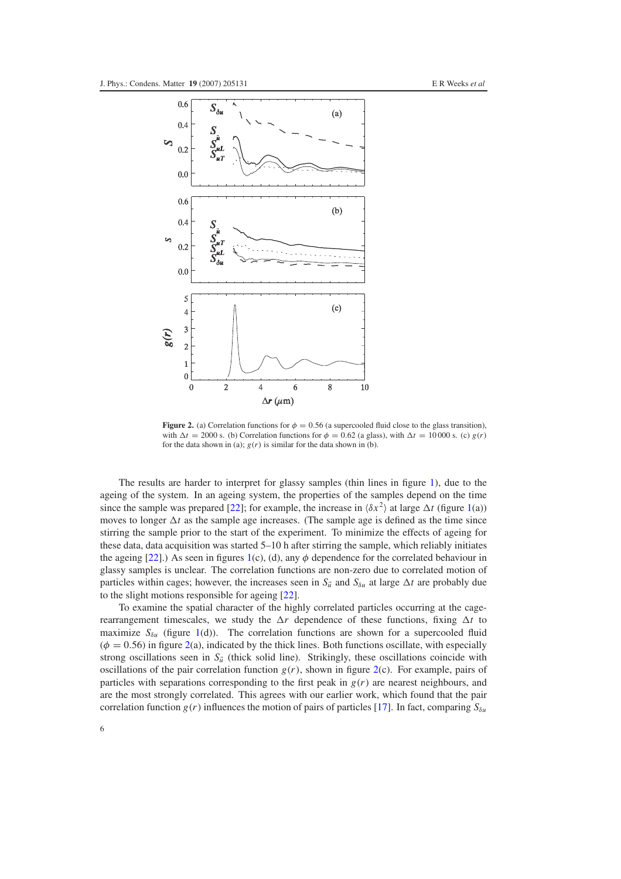**Figure 2.** (a) Correlation functions for $\phi = 0.56$ (a supercooled fluid close to the glass transition), with $\Delta t = 2000$ s. (b) Correlation functions for $\phi = 0.62$ (a glass), with $\Delta t = 10\,000$ s. (c) $g(r)$ for the data shown in (a); $g(r)$ is similar for the data shown in (b).

The results are harder to interpret for glassy samples (thin lines in figure 1), due to the ageing of the system. In an ageing system, the properties of the samples depend on the time since the sample was prepared [22]; for example, the increase in $\langle \delta x^2 \rangle$ at large $\Delta t$ (figure 1(a)) moves to longer $\Delta t$ as the sample age increases. (The sample age is defined as the time since stirring the sample prior to the start of the experiment. To minimize the effects of ageing for these data, data acquisition was started 5–10 h after stirring the sample, which reliably initiates the ageing [22].) As seen in figures 1(c), (d), any $\phi$ dependence for the correlated behaviour in glassy samples is unclear. The correlation functions are non-zero due to correlated motion of particles within cages; however, the increases seen in $S_{\vec{u}}$ and $S_{\delta u}$ at large $\Delta t$ are probably due to the slight motions responsible for ageing [22].

To examine the spatial character of the highly correlated particles occurring at the cage-rearrangement timescales, we study the $\Delta r$ dependence of these functions, fixing $\Delta t$ to maximize $S_{\delta u}$ (figure 1(d)). The correlation functions are shown for a supercooled fluid ($\phi = 0.56$) in figure 2(a), indicated by the thick lines. Both functions oscillate, with especially strong oscillations seen in $S_{\vec{u}}$ (thick solid line). Strikingly, these oscillations coincide with oscillations of the pair correlation function $g(r)$, shown in figure 2(c). For example, pairs of particles with separations corresponding to the first peak in $g(r)$ are nearest neighbours, and are the most strongly correlated. This agrees with our earlier work, which found that the pair correlation function $g(r)$ influences the motion of pairs of particles [17]. In fact, comparing $S_{\delta u}$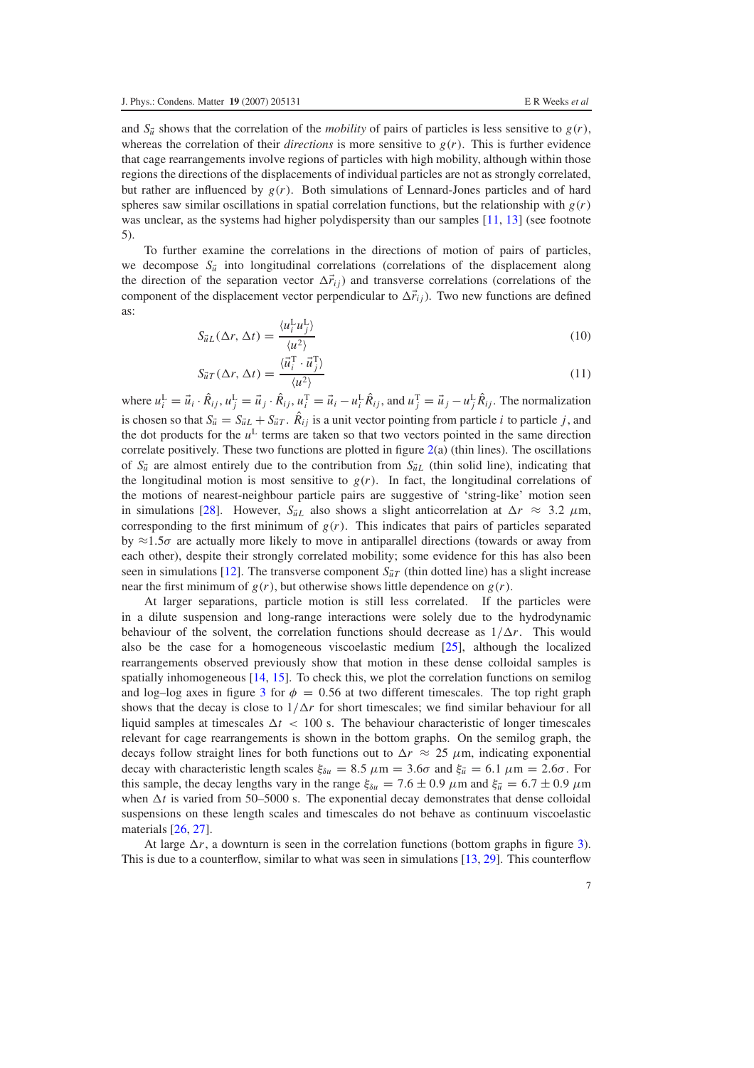and $S_{\vec{u}}$ shows that the correlation of the *mobility* of pairs of particles is less sensitive to $g(r)$, whereas the correlation of their *directions* is more sensitive to $g(r)$. This is further evidence that cage rearrangements involve regions of particles with high mobility, although within those regions the directions of the displacements of individual particles are not as strongly correlated, but rather are influenced by $g(r)$. Both simulations of Lennard-Jones particles and of hard spheres saw similar oscillations in spatial correlation functions, but the relationship with $g(r)$ was unclear, as the systems had higher polydispersity than our samples [11, 13] (see footnote 5).

To further examine the correlations in the directions of motion of pairs of particles, we decompose $S_{\vec{u}}$ into longitudinal correlations (correlations of the displacement along the direction of the separation vector $\Delta\vec{r}_{ij}$) and transverse correlations (correlations of the component of the displacement vector perpendicular to $\Delta\vec{r}_{ij}$). Two new functions are defined as:

$$S_{\vec{u}L}(\Delta r, \Delta t) = \frac{\langle u_i^{\mathrm{L}} u_j^{\mathrm{L}} \rangle}{\langle u^2 \rangle} \tag{10}$$

$$S_{\vec{u}T}(\Delta r, \Delta t) = \frac{\langle \vec{u}_i^{\mathrm{T}} \cdot \vec{u}_j^{\mathrm{T}} \rangle}{\langle u^2 \rangle} \tag{11}$$

where $u_i^{\mathrm{L}} = \vec{u}_i \cdot \hat{R}_{ij}$, $u_j^{\mathrm{L}} = \vec{u}_j \cdot \hat{R}_{ij}$, $u_i^{\mathrm{T}} = \vec{u}_i - u_i^{\mathrm{L}} \hat{R}_{ij}$, and $u_j^{\mathrm{T}} = \vec{u}_j - u_j^{\mathrm{L}} \hat{R}_{ij}$. The normalization is chosen so that $S_{\vec{u}} = S_{\vec{u}L} + S_{\vec{u}T}$. $\hat{R}_{ij}$ is a unit vector pointing from particle $i$ to particle $j$, and the dot products for the $u^{\mathrm{L}}$ terms are taken so that two vectors pointed in the same direction correlate positively. These two functions are plotted in figure 2(a) (thin lines). The oscillations of $S_{\vec{u}}$ are almost entirely due to the contribution from $S_{\vec{u}L}$ (thin solid line), indicating that the longitudinal motion is most sensitive to $g(r)$. In fact, the longitudinal correlations of the motions of nearest-neighbour particle pairs are suggestive of 'string-like' motion seen in simulations [28]. However, $S_{\vec{u}L}$ also shows a slight anticorrelation at $\Delta r \approx 3.2$ μm, corresponding to the first minimum of $g(r)$. This indicates that pairs of particles separated by $\approx 1.5\sigma$ are actually more likely to move in antiparallel directions (towards or away from each other), despite their strongly correlated mobility; some evidence for this has also been seen in simulations [12]. The transverse component $S_{\vec{u}T}$ (thin dotted line) has a slight increase near the first minimum of $g(r)$, but otherwise shows little dependence on $g(r)$.

At larger separations, particle motion is still less correlated. If the particles were in a dilute suspension and long-range interactions were solely due to the hydrodynamic behaviour of the solvent, the correlation functions should decrease as $1/\Delta r$. This would also be the case for a homogeneous viscoelastic medium [25], although the localized rearrangements observed previously show that motion in these dense colloidal samples is spatially inhomogeneous [14, 15]. To check this, we plot the correlation functions on semilog and log–log axes in figure 3 for $\phi = 0.56$ at two different timescales. The top right graph shows that the decay is close to $1/\Delta r$ for short timescales; we find similar behaviour for all liquid samples at timescales $\Delta t < 100$ s. The behaviour characteristic of longer timescales relevant for cage rearrangements is shown in the bottom graphs. On the semilog graph, the decays follow straight lines for both functions out to $\Delta r \approx 25$ μm, indicating exponential decay with characteristic length scales $\xi_{\delta u} = 8.5$ μm $= 3.6\sigma$ and $\xi_{\vec{u}} = 6.1$ μm $= 2.6\sigma$. For this sample, the decay lengths vary in the range $\xi_{\delta u} = 7.6 \pm 0.9$ μm and $\xi_{\vec{u}} = 6.7 \pm 0.9$ μm when $\Delta t$ is varied from 50–5000 s. The exponential decay demonstrates that dense colloidal suspensions on these length scales and timescales do not behave as continuum viscoelastic materials [26, 27].

At large $\Delta r$, a downturn is seen in the correlation functions (bottom graphs in figure 3). This is due to a counterflow, similar to what was seen in simulations [13, 29]. This counterflow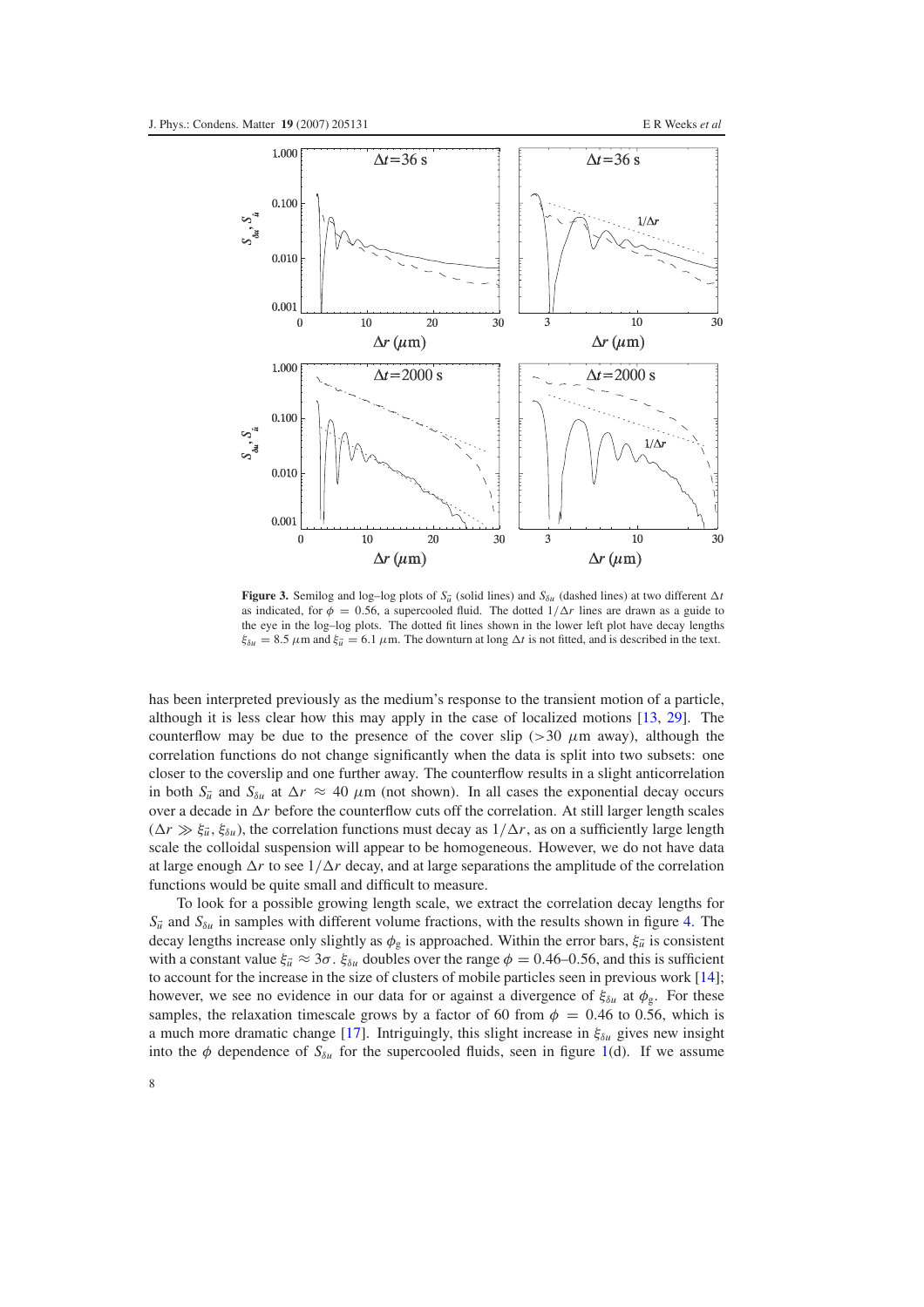**Figure 3.** Semilog and log–log plots of $S_{\vec{u}}$ (solid lines) and $S_{\delta u}$ (dashed lines) at two different $\Delta t$ as indicated, for $\phi = 0.56$, a supercooled fluid. The dotted $1/\Delta r$ lines are drawn as a guide to the eye in the log–log plots. The dotted fit lines shown in the lower left plot have decay lengths $\xi_{\delta u} = 8.5\ \mu$m and $\xi_{\vec{u}} = 6.1\ \mu$m. The downturn at long $\Delta t$ is not fitted, and is described in the text.

has been interpreted previously as the medium's response to the transient motion of a particle, although it is less clear how this may apply in the case of localized motions [13, 29]. The counterflow may be due to the presence of the cover slip ($>30\ \mu$m away), although the correlation functions do not change significantly when the data is split into two subsets: one closer to the coverslip and one further away. The counterflow results in a slight anticorrelation in both $S_{\vec{u}}$ and $S_{\delta u}$ at $\Delta r \approx 40\ \mu$m (not shown). In all cases the exponential decay occurs over a decade in $\Delta r$ before the counterflow cuts off the correlation. At still larger length scales ($\Delta r \gg \xi_{\vec{u}}, \xi_{\delta u}$), the correlation functions must decay as $1/\Delta r$, as on a sufficiently large length scale the colloidal suspension will appear to be homogeneous. However, we do not have data at large enough $\Delta r$ to see $1/\Delta r$ decay, and at large separations the amplitude of the correlation functions would be quite small and difficult to measure.

To look for a possible growing length scale, we extract the correlation decay lengths for $S_{\vec{u}}$ and $S_{\delta u}$ in samples with different volume fractions, with the results shown in figure 4. The decay lengths increase only slightly as $\phi_g$ is approached. Within the error bars, $\xi_{\vec{u}}$ is consistent with a constant value $\xi_{\vec{u}} \approx 3\sigma$. $\xi_{\delta u}$ doubles over the range $\phi = 0.46$–$0.56$, and this is sufficient to account for the increase in the size of clusters of mobile particles seen in previous work [14]; however, we see no evidence in our data for or against a divergence of $\xi_{\delta u}$ at $\phi_g$. For these samples, the relaxation timescale grows by a factor of 60 from $\phi = 0.46$ to 0.56, which is a much more dramatic change [17]. Intriguingly, this slight increase in $\xi_{\delta u}$ gives new insight into the $\phi$ dependence of $S_{\delta u}$ for the supercooled fluids, seen in figure 1(d). If we assume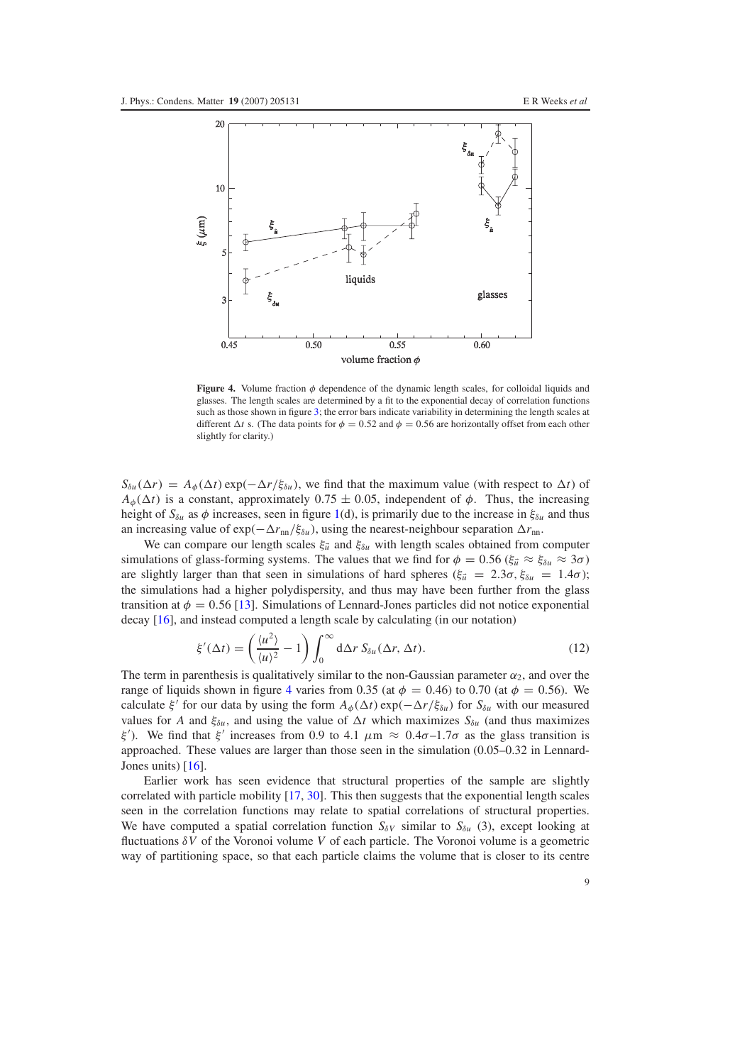**Figure 4.** Volume fraction $\phi$ dependence of the dynamic length scales, for colloidal liquids and glasses. The length scales are determined by a fit to the exponential decay of correlation functions such as those shown in figure 3; the error bars indicate variability in determining the length scales at different $\Delta t$ s. (The data points for $\phi = 0.52$ and $\phi = 0.56$ are horizontally offset from each other slightly for clarity.)

$S_{\delta u}(\Delta r) = A_{\phi}(\Delta t) \exp(-\Delta r/\xi_{\delta u})$, we find that the maximum value (with respect to $\Delta t$) of $A_{\phi}(\Delta t)$ is a constant, approximately $0.75 \pm 0.05$, independent of $\phi$. Thus, the increasing height of $S_{\delta u}$ as $\phi$ increases, seen in figure 1(d), is primarily due to the increase in $\xi_{\delta u}$ and thus an increasing value of $\exp(-\Delta r_{\mathrm{nn}}/\xi_{\delta u})$, using the nearest-neighbour separation $\Delta r_{\mathrm{nn}}$.

We can compare our length scales $\xi_{\vec{u}}$ and $\xi_{\delta u}$ with length scales obtained from computer simulations of glass-forming systems. The values that we find for $\phi = 0.56$ ($\xi_{\vec{u}} \approx \xi_{\delta u} \approx 3\sigma$) are slightly larger than that seen in simulations of hard spheres ($\xi_{\vec{u}} = 2.3\sigma, \xi_{\delta u} = 1.4\sigma$); the simulations had a higher polydispersity, and thus may have been further from the glass transition at $\phi = 0.56$ [13]. Simulations of Lennard-Jones particles did not notice exponential decay [16], and instead computed a length scale by calculating (in our notation)

$$\xi'(\Delta t) = \left( \frac{\langle u^2 \rangle}{\langle u \rangle^2} - 1 \right) \int_0^{\infty} \mathrm{d}\Delta r \, S_{\delta u}(\Delta r, \Delta t). \tag{12}$$

The term in parenthesis is qualitatively similar to the non-Gaussian parameter $\alpha_2$, and over the range of liquids shown in figure 4 varies from 0.35 (at $\phi = 0.46$) to 0.70 (at $\phi = 0.56$). We calculate $\xi'$ for our data by using the form $A_{\phi}(\Delta t) \exp(-\Delta r/\xi_{\delta u})$ for $S_{\delta u}$ with our measured values for $A$ and $\xi_{\delta u}$, and using the value of $\Delta t$ which maximizes $S_{\delta u}$ (and thus maximizes $\xi'$). We find that $\xi'$ increases from 0.9 to 4.1 $\mu$m $\approx 0.4\sigma$–$1.7\sigma$ as the glass transition is approached. These values are larger than those seen in the simulation (0.05–0.32 in Lennard-Jones units) [16].

Earlier work has seen evidence that structural properties of the sample are slightly correlated with particle mobility [17, 30]. This then suggests that the exponential length scales seen in the correlation functions may relate to spatial correlations of structural properties. We have computed a spatial correlation function $S_{\delta V}$ similar to $S_{\delta u}$ (3), except looking at fluctuations $\delta V$ of the Voronoi volume $V$ of each particle. The Voronoi volume is a geometric way of partitioning space, so that each particle claims the volume that is closer to its centre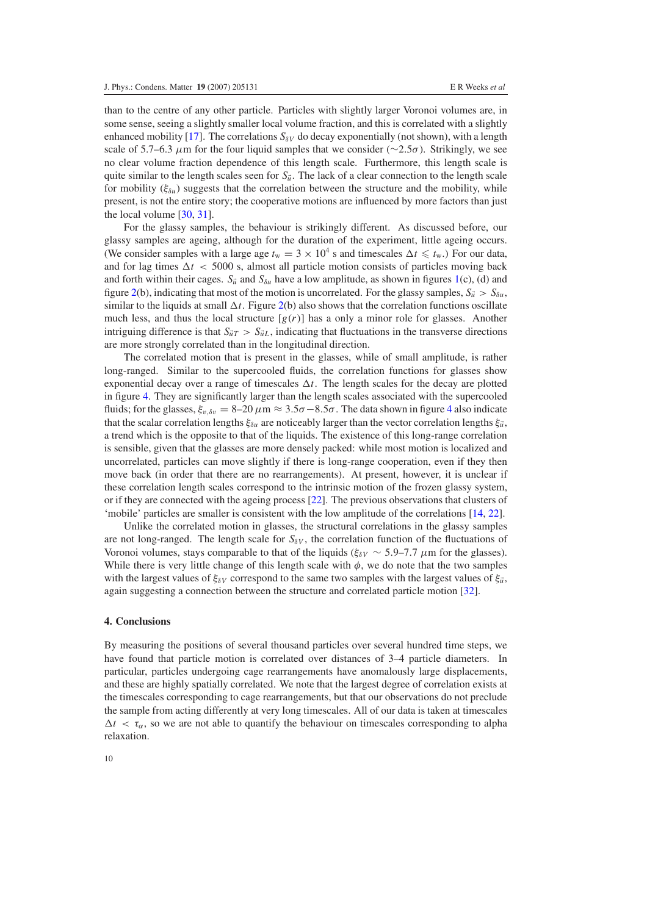than to the centre of any other particle. Particles with slightly larger Voronoi volumes are, in some sense, seeing a slightly smaller local volume fraction, and this is correlated with a slightly enhanced mobility [17]. The correlations $S_{\delta V}$ do decay exponentially (not shown), with a length scale of 5.7–6.3 $\mu$m for the four liquid samples that we consider ($\sim 2.5\sigma$). Strikingly, we see no clear volume fraction dependence of this length scale. Furthermore, this length scale is quite similar to the length scales seen for $S_{\vec{u}}$. The lack of a clear connection to the length scale for mobility ($\xi_{\delta u}$) suggests that the correlation between the structure and the mobility, while present, is not the entire story; the cooperative motions are influenced by more factors than just the local volume [30, 31].

For the glassy samples, the behaviour is strikingly different. As discussed before, our glassy samples are ageing, although for the duration of the experiment, little ageing occurs. (We consider samples with a large age $t_w = 3 \times 10^4$ s and timescales $\Delta t \leqslant t_w$.) For our data, and for lag times $\Delta t < 5000$ s, almost all particle motion consists of particles moving back and forth within their cages. $S_{\vec{u}}$ and $S_{\delta u}$ have a low amplitude, as shown in figures 1(c), (d) and figure 2(b), indicating that most of the motion is uncorrelated. For the glassy samples, $S_{\vec{u}} > S_{\delta u}$, similar to the liquids at small $\Delta t$. Figure 2(b) also shows that the correlation functions oscillate much less, and thus the local structure $[g(r)]$ has a only a minor role for glasses. Another intriguing difference is that $S_{\vec{u}T} > S_{\vec{u}L}$, indicating that fluctuations in the transverse directions are more strongly correlated than in the longitudinal direction.

The correlated motion that is present in the glasses, while of small amplitude, is rather long-ranged. Similar to the supercooled fluids, the correlation functions for glasses show exponential decay over a range of timescales $\Delta t$. The length scales for the decay are plotted in figure 4. They are significantly larger than the length scales associated with the supercooled fluids; for the glasses, $\xi_{v,\delta v} = 8$–$20\ \mu\text{m} \approx 3.5\sigma - 8.5\sigma$. The data shown in figure 4 also indicate that the scalar correlation lengths $\xi_{\delta u}$ are noticeably larger than the vector correlation lengths $\xi_{\vec{u}}$, a trend which is the opposite to that of the liquids. The existence of this long-range correlation is sensible, given that the glasses are more densely packed: while most motion is localized and uncorrelated, particles can move slightly if there is long-range cooperation, even if they then move back (in order that there are no rearrangements). At present, however, it is unclear if these correlation length scales correspond to the intrinsic motion of the frozen glassy system, or if they are connected with the ageing process [22]. The previous observations that clusters of 'mobile' particles are smaller is consistent with the low amplitude of the correlations [14, 22].

Unlike the correlated motion in glasses, the structural correlations in the glassy samples are not long-ranged. The length scale for $S_{\delta V}$, the correlation function of the fluctuations of Voronoi volumes, stays comparable to that of the liquids ($\xi_{\delta V} \sim 5.9$–$7.7\ \mu$m for the glasses). While there is very little change of this length scale with $\phi$, we do note that the two samples with the largest values of $\xi_{\delta V}$ correspond to the same two samples with the largest values of $\xi_{\vec{u}}$, again suggesting a connection between the structure and correlated particle motion [32].

## 4. Conclusions

By measuring the positions of several thousand particles over several hundred time steps, we have found that particle motion is correlated over distances of 3–4 particle diameters. In particular, particles undergoing cage rearrangements have anomalously large displacements, and these are highly spatially correlated. We note that the largest degree of correlation exists at the timescales corresponding to cage rearrangements, but that our observations do not preclude the sample from acting differently at very long timescales. All of our data is taken at timescales $\Delta t < \tau_\alpha$, so we are not able to quantify the behaviour on timescales corresponding to alpha relaxation.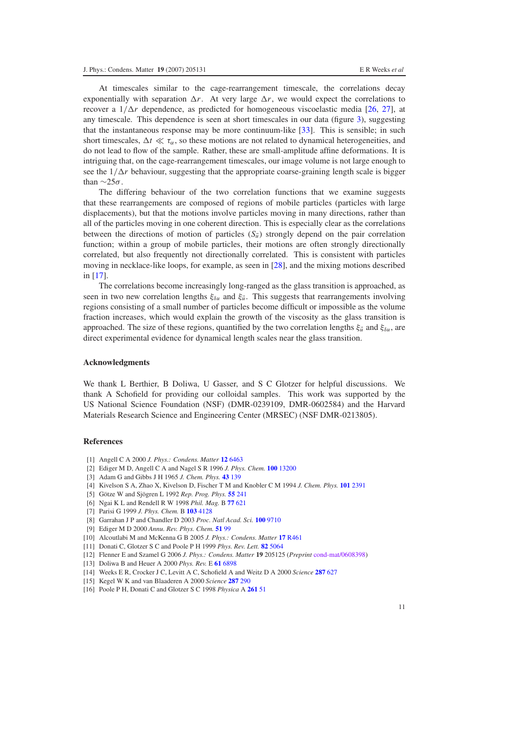At timescales similar to the cage-rearrangement timescale, the correlations decay exponentially with separation $\Delta r$. At very large $\Delta r$, we would expect the correlations to recover a $1/\Delta r$ dependence, as predicted for homogeneous viscoelastic media [26, 27], at any timescale. This dependence is seen at short timescales in our data (figure 3), suggesting that the instantaneous response may be more continuum-like [33]. This is sensible; in such short timescales, $\Delta t \ll \tau_\alpha$, so these motions are not related to dynamical heterogeneities, and do not lead to flow of the sample. Rather, these are small-amplitude affine deformations. It is intriguing that, on the cage-rearrangement timescales, our image volume is not large enough to see the $1/\Delta r$ behaviour, suggesting that the appropriate coarse-graining length scale is bigger than $\sim 25\sigma$.

The differing behaviour of the two correlation functions that we examine suggests that these rearrangements are composed of regions of mobile particles (particles with large displacements), but that the motions involve particles moving in many directions, rather than all of the particles moving in one coherent direction. This is especially clear as the correlations between the directions of motion of particles ($S_{\vec{u}}$) strongly depend on the pair correlation function; within a group of mobile particles, their motions are often strongly directionally correlated, but also frequently not directionally correlated. This is consistent with particles moving in necklace-like loops, for example, as seen in [28], and the mixing motions described in [17].

The correlations become increasingly long-ranged as the glass transition is approached, as seen in two new correlation lengths $\xi_{\delta u}$ and $\xi_{\vec{u}}$. This suggests that rearrangements involving regions consisting of a small number of particles become difficult or impossible as the volume fraction increases, which would explain the growth of the viscosity as the glass transition is approached. The size of these regions, quantified by the two correlation lengths $\xi_{\vec{u}}$ and $\xi_{\delta u}$, are direct experimental evidence for dynamical length scales near the glass transition.

## Acknowledgments

We thank L Berthier, B Doliwa, U Gasser, and S C Glotzer for helpful discussions. We thank A Schofield for providing our colloidal samples. This work was supported by the US National Science Foundation (NSF) (DMR-0239109, DMR-0602584) and the Harvard Materials Research Science and Engineering Center (MRSEC) (NSF DMR-0213805).

## References

[1] Angell C A 2000 *J. Phys.: Condens. Matter* **12** 6463
[2] Ediger M D, Angell C A and Nagel S R 1996 *J. Phys. Chem.* **100** 13200
[3] Adam G and Gibbs J H 1965 *J. Chem. Phys.* **43** 139
[4] Kivelson S A, Zhao X, Kivelson D, Fischer T M and Knobler C M 1994 *J. Chem. Phys.* **101** 2391
[5] Götze W and Sjögren L 1992 *Rep. Prog. Phys.* **55** 241
[6] Ngai K L and Rendell R W 1998 *Phil. Mag.* B **77** 621
[7] Parisi G 1999 *J. Phys. Chem.* B **103** 4128
[8] Garrahan J P and Chandler D 2003 *Proc. Natl Acad. Sci.* **100** 9710
[9] Ediger M D 2000 *Annu. Rev. Phys. Chem.* **51** 99
[10] Alcoutlabi M and McKenna G B 2005 *J. Phys.: Condens. Matter* **17** R461
[11] Donati C, Glotzer S C and Poole P H 1999 *Phys. Rev. Lett.* **82** 5064
[12] Flenner E and Szamel G 2006 *J. Phys.: Condens. Matter* **19** 205125 (*Preprint* cond-mat/0608398)
[13] Doliwa B and Heuer A 2000 *Phys. Rev.* E **61** 6898
[14] Weeks E R, Crocker J C, Levitt A C, Schofield A and Weitz D A 2000 *Science* **287** 627
[15] Kegel W K and van Blaaderen A 2000 *Science* **287** 290
[16] Poole P H, Donati C and Glotzer S C 1998 *Physica* A **261** 51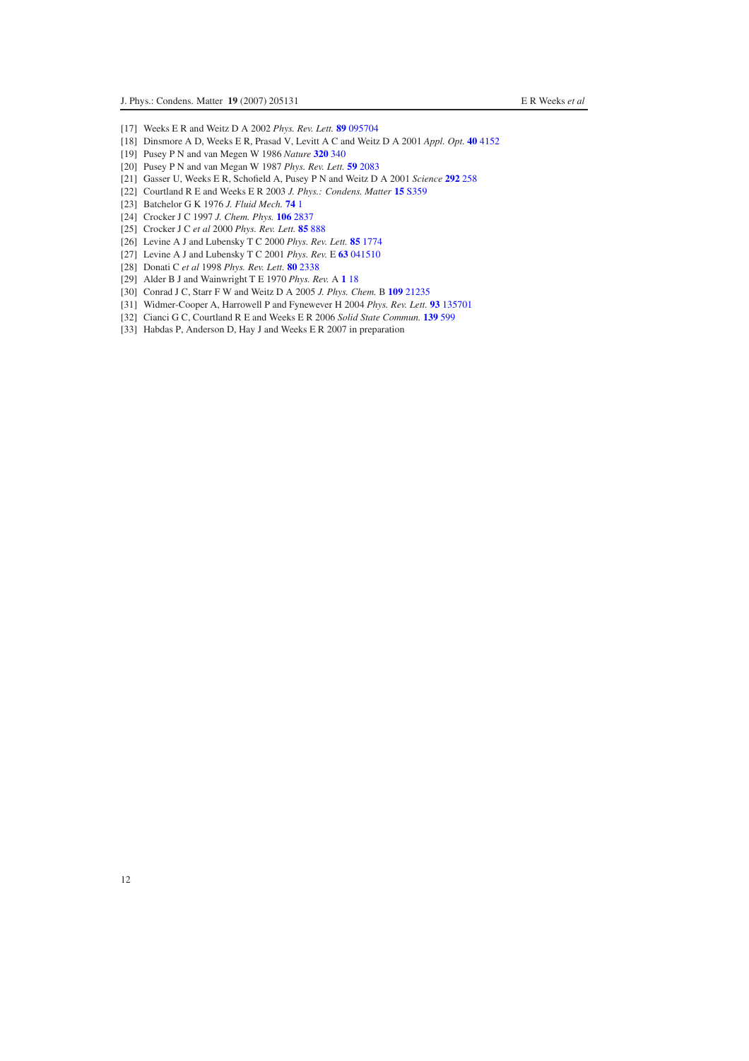[17] Weeks E R and Weitz D A 2002 *Phys. Rev. Lett.* **89** 095704
[18] Dinsmore A D, Weeks E R, Prasad V, Levitt A C and Weitz D A 2001 *Appl. Opt.* **40** 4152
[19] Pusey P N and van Megen W 1986 *Nature* **320** 340
[20] Pusey P N and van Megan W 1987 *Phys. Rev. Lett.* **59** 2083
[21] Gasser U, Weeks E R, Schofield A, Pusey P N and Weitz D A 2001 *Science* **292** 258
[22] Courtland R E and Weeks E R 2003 *J. Phys.: Condens. Matter* **15** S359
[23] Batchelor G K 1976 *J. Fluid Mech.* **74** 1
[24] Crocker J C 1997 *J. Chem. Phys.* **106** 2837
[25] Crocker J C *et al* 2000 *Phys. Rev. Lett.* **85** 888
[26] Levine A J and Lubensky T C 2000 *Phys. Rev. Lett.* **85** 1774
[27] Levine A J and Lubensky T C 2001 *Phys. Rev.* E **63** 041510
[28] Donati C *et al* 1998 *Phys. Rev. Lett.* **80** 2338
[29] Alder B J and Wainwright T E 1970 *Phys. Rev.* A **1** 18
[30] Conrad J C, Starr F W and Weitz D A 2005 *J. Phys. Chem.* B **109** 21235
[31] Widmer-Cooper A, Harrowell P and Fynewever H 2004 *Phys. Rev. Lett.* **93** 135701
[32] Cianci G C, Courtland R E and Weeks E R 2006 *Solid State Commun.* **139** 599
[33] Habdas P, Anderson D, Hay J and Weeks E R 2007 in preparation